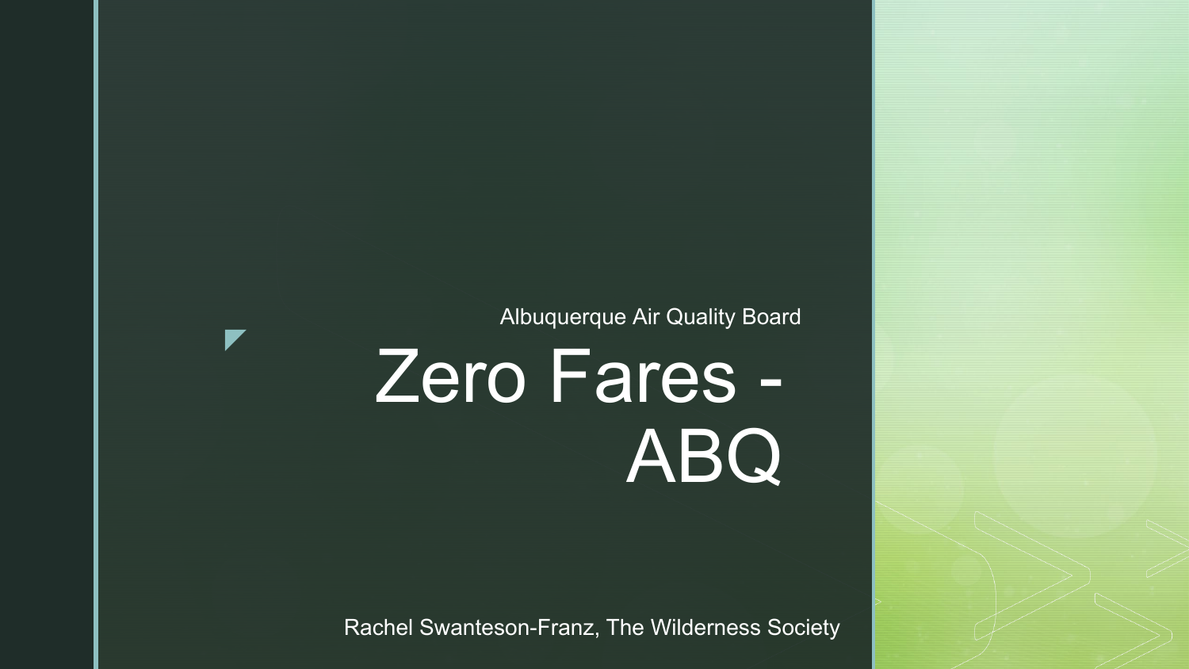Albuquerque Air Quality Board

# Zero Fares - ABQ

Rachel Swanteson-Franz, The Wilderness Society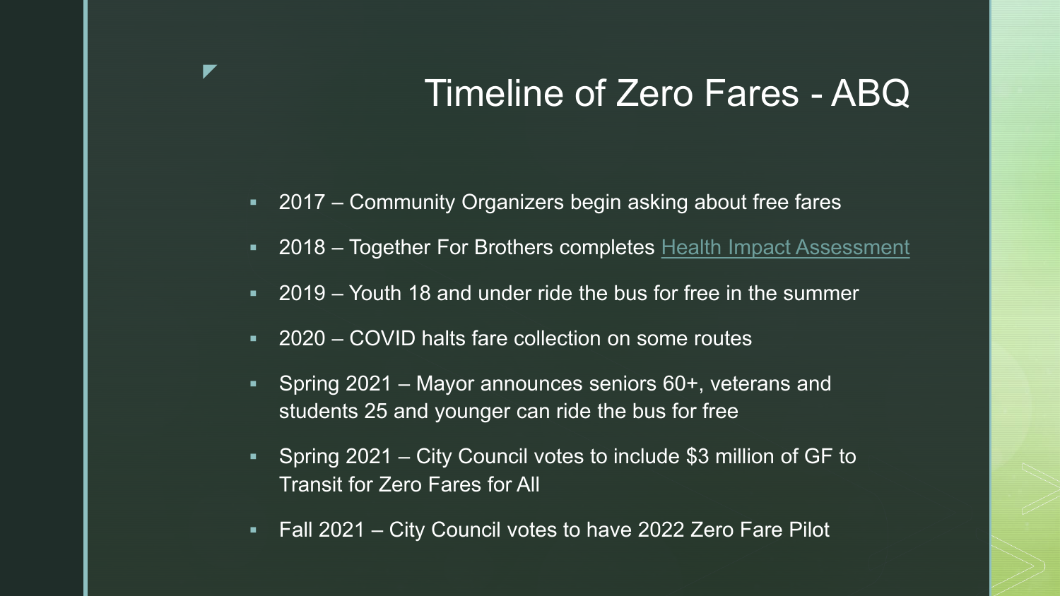# Timeline of Zero Fares - ABQ

- 2017 – Community Organizers begin asking about free fares
- 2018 – Together For Brothers completes Health Impact Assessment
- 2019 – Youth 18 and under ride the bus for free in the summer
- 2020 – COVID halts fare collection on some routes
- Spring 2021 – Mayor announces seniors 60+, veterans and students 25 and younger can ride the bus for free
- Spring 2021 – City Council votes to include $3 million of GF to Transit for Zero Fares for All
- Fall 2021 – City Council votes to have 2022 Zero Fare Pilot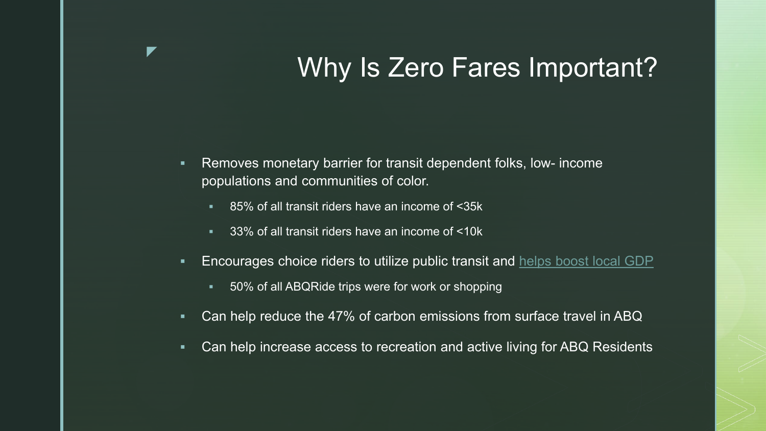# Why Is Zero Fares Important?

- Removes monetary barrier for transit dependent folks, low- income populations and communities of color.
  - 85% of all transit riders have an income of <35k
  - 33% of all transit riders have an income of <10k
- Encourages choice riders to utilize public transit and helps boost local GDP
  - 50% of all ABQRide trips were for work or shopping
- Can help reduce the 47% of carbon emissions from surface travel in ABQ
- Can help increase access to recreation and active living for ABQ Residents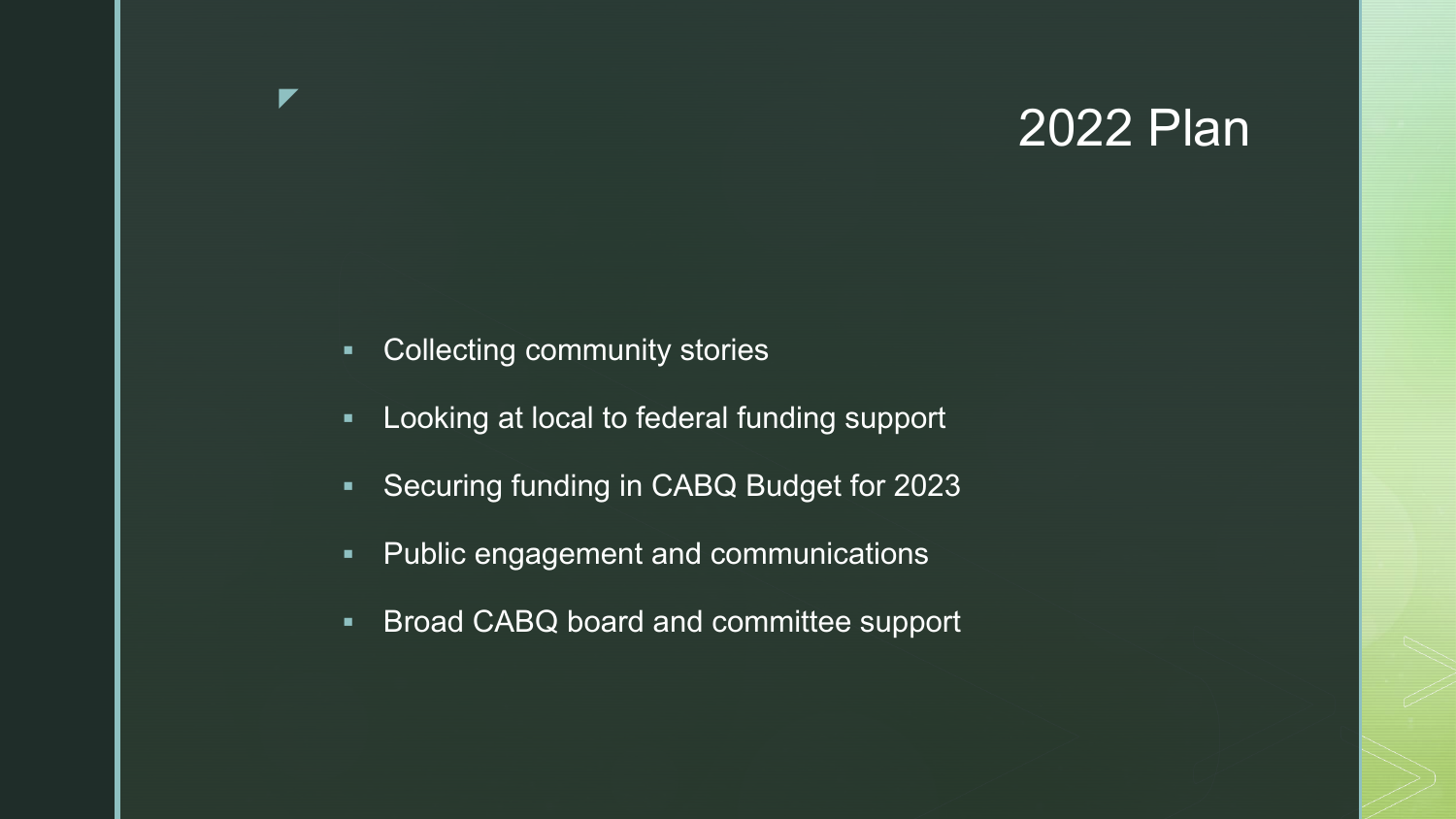# 2022 Plan

- Collecting community stories
- Looking at local to federal funding support
- Securing funding in CABQ Budget for 2023
- Public engagement and communications
- Broad CABQ board and committee support